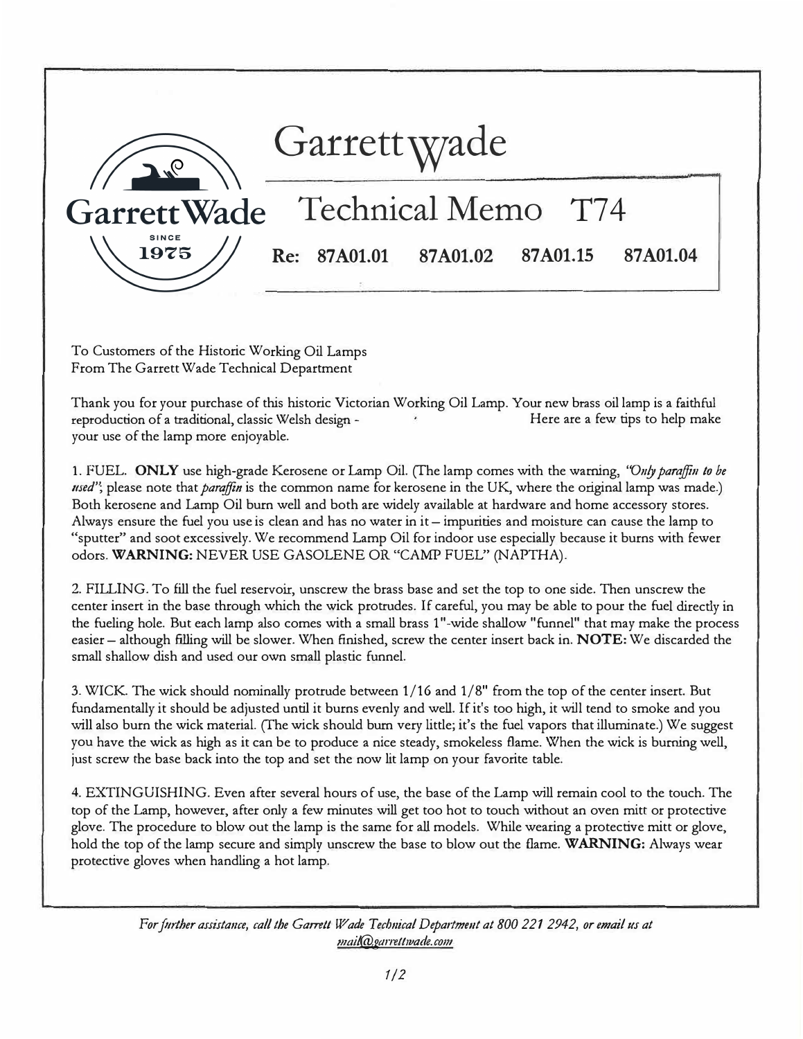# Garrett Wade

## Technical Memo T74

**Re: 87A01.01 87A01.02 87A01.15 87A01.04**

To Customers of the Historic Working Oil Lamps
From The Garrett Wade Technical Department

Thank you for your purchase of this historic Victorian Working Oil Lamp. Your new brass oil lamp is a faithful reproduction of a traditional, classic Welsh design - Here are a few tips to help make your use of the lamp more enjoyable.

1. FUEL. **ONLY** use high-grade Kerosene or Lamp Oil. (The lamp comes with the warning, *"Only paraffin to be used"*; please note that *paraffin* is the common name for kerosene in the UK, where the original lamp was made.) Both kerosene and Lamp Oil burn well and both are widely available at hardware and home accessory stores. Always ensure the fuel you use is clean and has no water in it – impurities and moisture can cause the lamp to "sputter" and soot excessively. We recommend Lamp Oil for indoor use especially because it burns with fewer odors. **WARNING:** NEVER USE GASOLENE OR "CAMP FUEL" (NAPTHA).

2. FILLING. To fill the fuel reservoir, unscrew the brass base and set the top to one side. Then unscrew the center insert in the base through which the wick protrudes. If careful, you may be able to pour the fuel directly in the fueling hole. But each lamp also comes with a small brass 1"-wide shallow "funnel" that may make the process easier – although filling will be slower. When finished, screw the center insert back in. **NOTE:** We discarded the small shallow dish and used our own small plastic funnel.

3. WICK. The wick should nominally protrude between 1/16 and 1/8" from the top of the center insert. But fundamentally it should be adjusted until it burns evenly and well. If it's too high, it will tend to smoke and you will also burn the wick material. (The wick should burn very little; it's the fuel vapors that illuminate.) We suggest you have the wick as high as it can be to produce a nice steady, smokeless flame. When the wick is burning well, just screw the base back into the top and set the now lit lamp on your favorite table.

4. EXTINGUISHING. Even after several hours of use, the base of the Lamp will remain cool to the touch. The top of the Lamp, however, after only a few minutes will get too hot to touch without an oven mitt or protective glove. The procedure to blow out the lamp is the same for all models. While wearing a protective mitt or glove, hold the top of the lamp secure and simply unscrew the base to blow out the flame. **WARNING:** Always wear protective gloves when handling a hot lamp.

*For further assistance, call the Garrett Wade Technical Department at 800 221 2942, or email us at mail@garrettwade.com*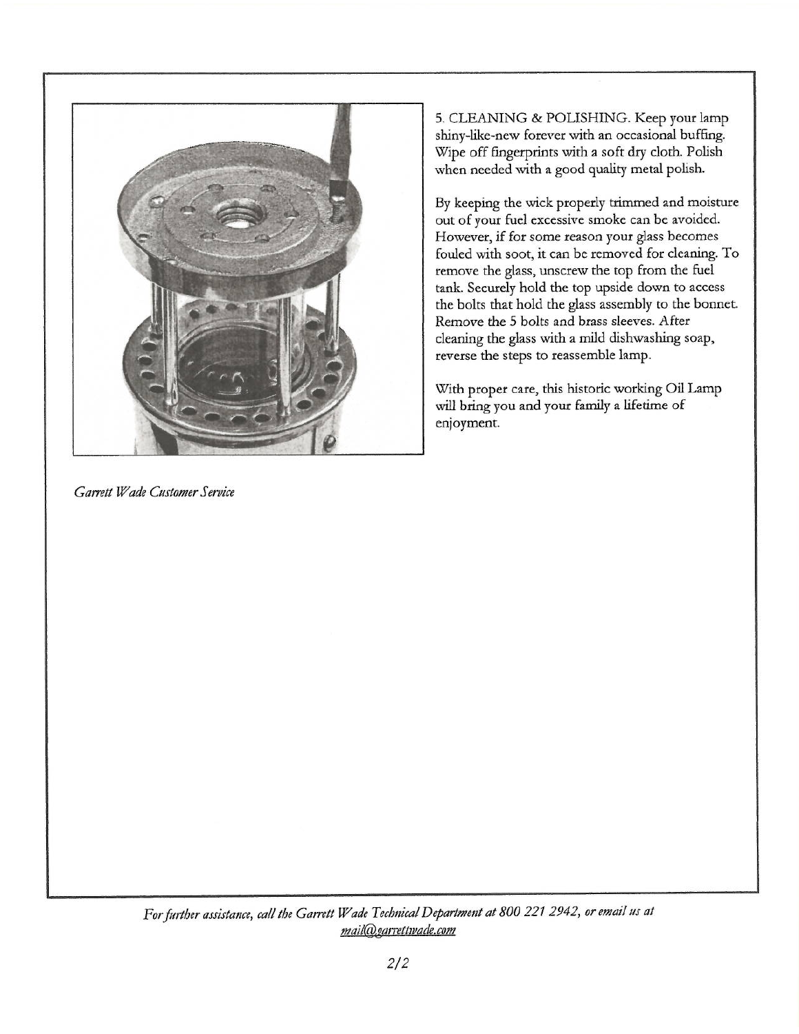5. CLEANING & POLISHING. Keep your lamp shiny-like-new forever with an occasional buffing. Wipe off fingerprints with a soft dry cloth. Polish when needed with a good quality metal polish.

By keeping the wick properly trimmed and moisture out of your fuel excessive smoke can be avoided. However, if for some reason your glass becomes fouled with soot, it can be removed for cleaning. To remove the glass, unscrew the top from the fuel tank. Securely hold the top upside down to access the bolts that hold the glass assembly to the bonnet. Remove the 5 bolts and brass sleeves. After cleaning the glass with a mild dishwashing soap, reverse the steps to reassemble lamp.

With proper care, this historic working Oil Lamp will bring you and your family a lifetime of enjoyment.

*Garrett Wade Customer Service*

*For further assistance, call the Garrett Wade Technical Department at 800 221 2942, or email us at mail@garrettwade.com*